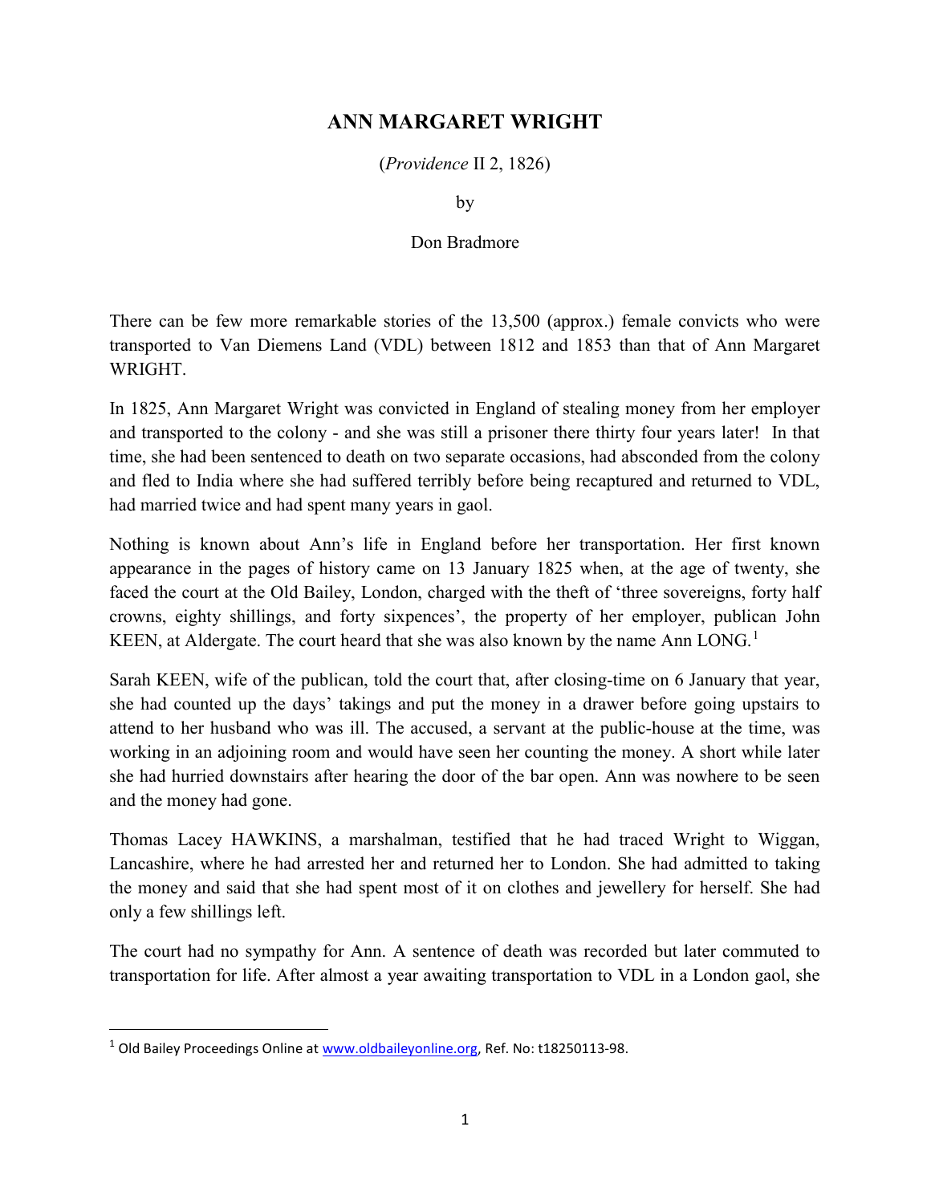# ANN MARGARET WRIGHT

(*Providence* II 2, 1826)

by

Don Bradmore

There can be few more remarkable stories of the 13,500 (approx.) female convicts who were transported to Van Diemens Land (VDL) between 1812 and 1853 than that of Ann Margaret WRIGHT.

In 1825, Ann Margaret Wright was convicted in England of stealing money from her employer and transported to the colony - and she was still a prisoner there thirty four years later! In that time, she had been sentenced to death on two separate occasions, had absconded from the colony and fled to India where she had suffered terribly before being recaptured and returned to VDL, had married twice and had spent many years in gaol.

Nothing is known about Ann's life in England before her transportation. Her first known appearance in the pages of history came on 13 January 1825 when, at the age of twenty, she faced the court at the Old Bailey, London, charged with the theft of 'three sovereigns, forty half crowns, eighty shillings, and forty sixpences', the property of her employer, publican John KEEN, at Aldergate. The court heard that she was also known by the name Ann LONG.[1]

Sarah KEEN, wife of the publican, told the court that, after closing-time on 6 January that year, she had counted up the days' takings and put the money in a drawer before going upstairs to attend to her husband who was ill. The accused, a servant at the public-house at the time, was working in an adjoining room and would have seen her counting the money. A short while later she had hurried downstairs after hearing the door of the bar open. Ann was nowhere to be seen and the money had gone.

Thomas Lacey HAWKINS, a marshalman, testified that he had traced Wright to Wiggan, Lancashire, where he had arrested her and returned her to London. She had admitted to taking the money and said that she had spent most of it on clothes and jewellery for herself. She had only a few shillings left.

The court had no sympathy for Ann. A sentence of death was recorded but later commuted to transportation for life. After almost a year awaiting transportation to VDL in a London gaol, she

[1] Old Bailey Proceedings Online at www.oldbaileyonline.org, Ref. No: t18250113-98.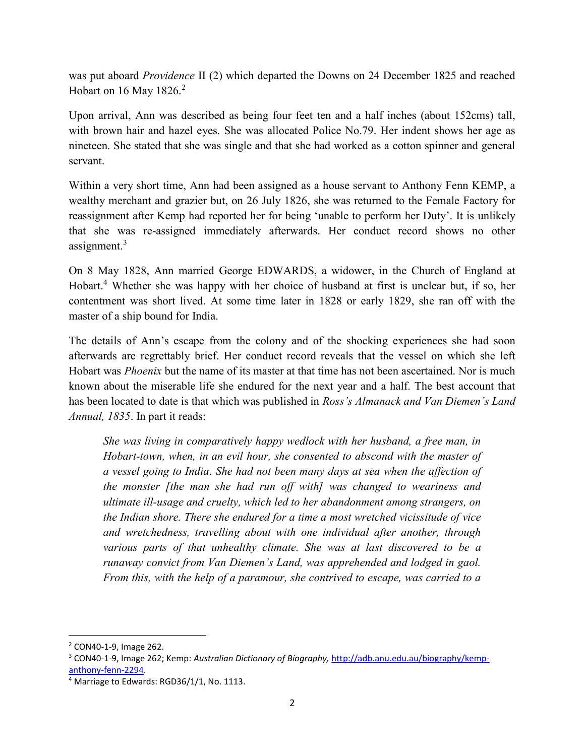was put aboard *Providence* II (2) which departed the Downs on 24 December 1825 and reached Hobart on 16 May 1826.[2]

Upon arrival, Ann was described as being four feet ten and a half inches (about 152cms) tall, with brown hair and hazel eyes. She was allocated Police No.79. Her indent shows her age as nineteen. She stated that she was single and that she had worked as a cotton spinner and general servant.

Within a very short time, Ann had been assigned as a house servant to Anthony Fenn KEMP, a wealthy merchant and grazier but, on 26 July 1826, she was returned to the Female Factory for reassignment after Kemp had reported her for being 'unable to perform her Duty'. It is unlikely that she was re-assigned immediately afterwards. Her conduct record shows no other assignment.[3]

On 8 May 1828, Ann married George EDWARDS, a widower, in the Church of England at Hobart.[4] Whether she was happy with her choice of husband at first is unclear but, if so, her contentment was short lived. At some time later in 1828 or early 1829, she ran off with the master of a ship bound for India.

The details of Ann's escape from the colony and of the shocking experiences she had soon afterwards are regrettably brief. Her conduct record reveals that the vessel on which she left Hobart was *Phoenix* but the name of its master at that time has not been ascertained. Nor is much known about the miserable life she endured for the next year and a half. The best account that has been located to date is that which was published in *Ross's Almanack and Van Diemen's Land Annual, 1835*. In part it reads:

> *She was living in comparatively happy wedlock with her husband, a free man, in Hobart-town, when, in an evil hour, she consented to abscond with the master of a vessel going to India. She had not been many days at sea when the affection of the monster [the man she had run off with] was changed to weariness and ultimate ill-usage and cruelty, which led to her abandonment among strangers, on the Indian shore. There she endured for a time a most wretched vicissitude of vice and wretchedness, travelling about with one individual after another, through various parts of that unhealthy climate. She was at last discovered to be a runaway convict from Van Diemen's Land, was apprehended and lodged in gaol. From this, with the help of a paramour, she contrived to escape, was carried to a*

---

[2] CON40-1-9, Image 262.

[3] CON40-1-9, Image 262; Kemp: *Australian Dictionary of Biography,* http://adb.anu.edu.au/biography/kemp-anthony-fenn-2294.

[4] Marriage to Edwards: RGD36/1/1, No. 1113.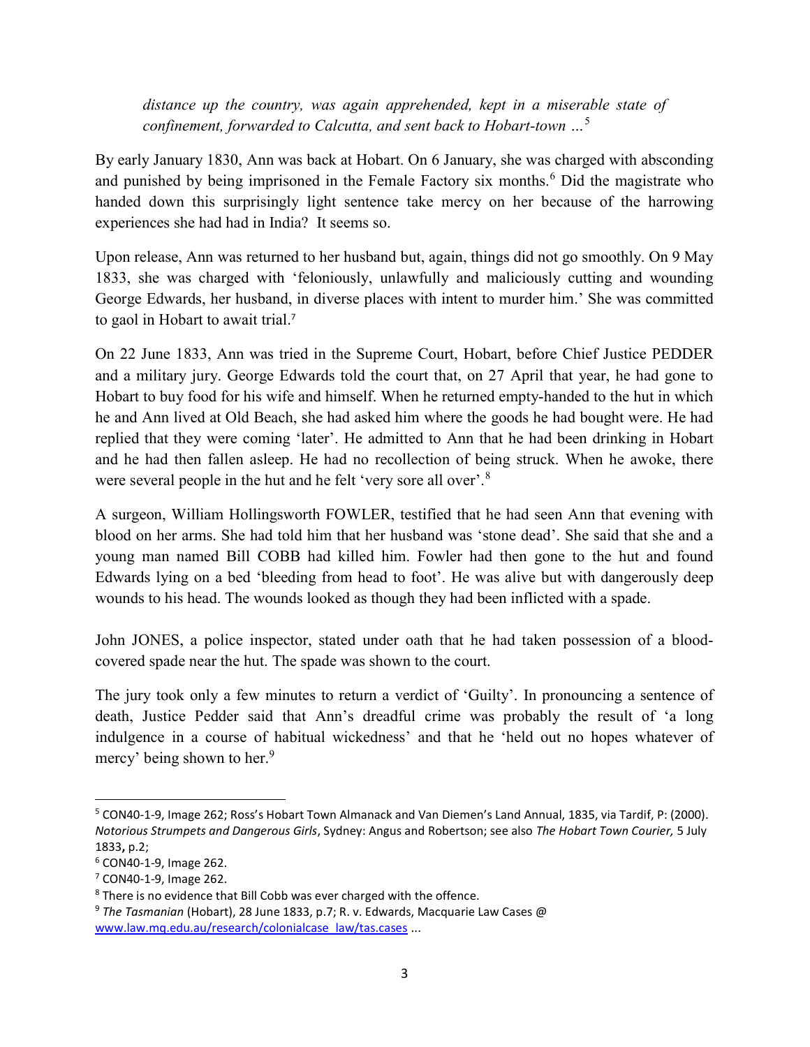> *distance up the country, was again apprehended, kept in a miserable state of confinement, forwarded to Calcutta, and sent back to Hobart-town …*[5]

By early January 1830, Ann was back at Hobart. On 6 January, she was charged with absconding and punished by being imprisoned in the Female Factory six months.[6] Did the magistrate who handed down this surprisingly light sentence take mercy on her because of the harrowing experiences she had had in India? It seems so.

Upon release, Ann was returned to her husband but, again, things did not go smoothly. On 9 May 1833, she was charged with 'feloniously, unlawfully and maliciously cutting and wounding George Edwards, her husband, in diverse places with intent to murder him.' She was committed to gaol in Hobart to await trial.[7]

On 22 June 1833, Ann was tried in the Supreme Court, Hobart, before Chief Justice PEDDER and a military jury. George Edwards told the court that, on 27 April that year, he had gone to Hobart to buy food for his wife and himself. When he returned empty-handed to the hut in which he and Ann lived at Old Beach, she had asked him where the goods he had bought were. He had replied that they were coming 'later'. He admitted to Ann that he had been drinking in Hobart and he had then fallen asleep. He had no recollection of being struck. When he awoke, there were several people in the hut and he felt 'very sore all over'.[8]

A surgeon, William Hollingsworth FOWLER, testified that he had seen Ann that evening with blood on her arms. She had told him that her husband was 'stone dead'. She said that she and a young man named Bill COBB had killed him. Fowler had then gone to the hut and found Edwards lying on a bed 'bleeding from head to foot'. He was alive but with dangerously deep wounds to his head. The wounds looked as though they had been inflicted with a spade.

John JONES, a police inspector, stated under oath that he had taken possession of a blood-covered spade near the hut. The spade was shown to the court.

The jury took only a few minutes to return a verdict of 'Guilty'. In pronouncing a sentence of death, Justice Pedder said that Ann's dreadful crime was probably the result of 'a long indulgence in a course of habitual wickedness' and that he 'held out no hopes whatever of mercy' being shown to her.[9]

---

[5] CON40-1-9, Image 262; Ross's Hobart Town Almanack and Van Diemen's Land Annual, 1835, via Tardif, P: (2000). *Notorious Strumpets and Dangerous Girls*, Sydney: Angus and Robertson; see also *The Hobart Town Courier,* 5 July 1833**,** p.2;

[6] CON40-1-9, Image 262.

[7] CON40-1-9, Image 262.

[8] There is no evidence that Bill Cobb was ever charged with the offence.

[9] *The Tasmanian* (Hobart), 28 June 1833, p.7; R. v. Edwards, Macquarie Law Cases @ www.law.mq.edu.au/research/colonialcase_law/tas.cases ...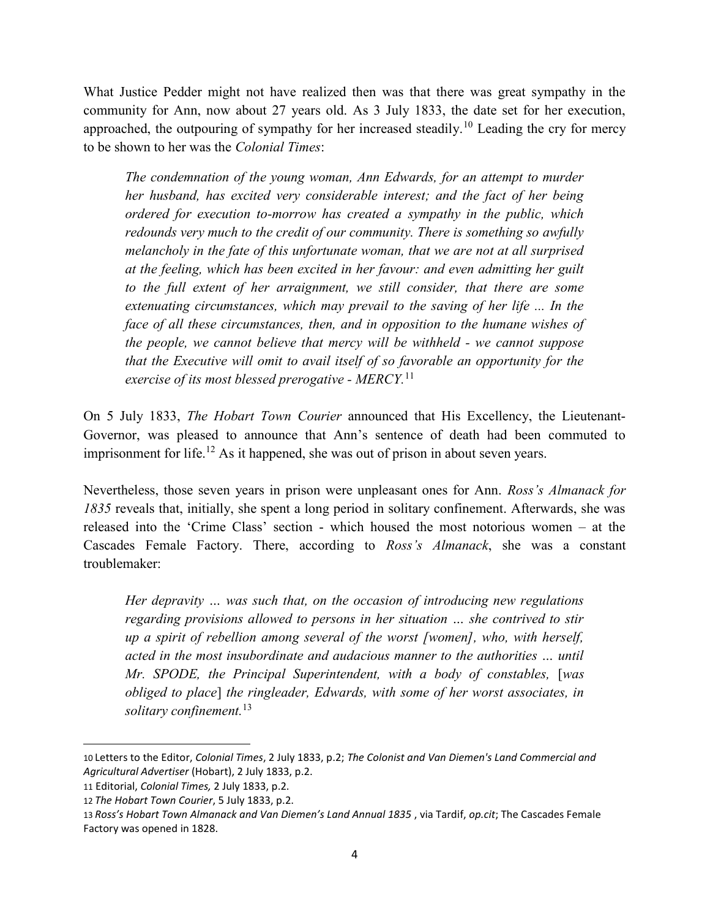What Justice Pedder might not have realized then was that there was great sympathy in the community for Ann, now about 27 years old. As 3 July 1833, the date set for her execution, approached, the outpouring of sympathy for her increased steadily.[10] Leading the cry for mercy to be shown to her was the *Colonial Times*:

> *The condemnation of the young woman, Ann Edwards, for an attempt to murder her husband, has excited very considerable interest; and the fact of her being ordered for execution to-morrow has created a sympathy in the public, which redounds very much to the credit of our community. There is something so awfully melancholy in the fate of this unfortunate woman, that we are not at all surprised at the feeling, which has been excited in her favour: and even admitting her guilt to the full extent of her arraignment, we still consider, that there are some extenuating circumstances, which may prevail to the saving of her life ... In the face of all these circumstances, then, and in opposition to the humane wishes of the people, we cannot believe that mercy will be withheld - we cannot suppose that the Executive will omit to avail itself of so favorable an opportunity for the exercise of its most blessed prerogative - MERCY.*[11]

On 5 July 1833, *The Hobart Town Courier* announced that His Excellency, the Lieutenant-Governor, was pleased to announce that Ann's sentence of death had been commuted to imprisonment for life.[12] As it happened, she was out of prison in about seven years.

Nevertheless, those seven years in prison were unpleasant ones for Ann. *Ross's Almanack for 1835* reveals that, initially, she spent a long period in solitary confinement. Afterwards, she was released into the 'Crime Class' section - which housed the most notorious women – at the Cascades Female Factory. There, according to *Ross's Almanack*, she was a constant troublemaker:

> *Her depravity … was such that, on the occasion of introducing new regulations regarding provisions allowed to persons in her situation … she contrived to stir up a spirit of rebellion among several of the worst [women], who, with herself, acted in the most insubordinate and audacious manner to the authorities … until Mr. SPODE, the Principal Superintendent, with a body of constables,* [*was obliged to place*] *the ringleader, Edwards, with some of her worst associates, in solitary confinement.*[13]

---

10 Letters to the Editor, *Colonial Times*, 2 July 1833, p.2; *The Colonist and Van Diemen's Land Commercial and Agricultural Advertiser* (Hobart), 2 July 1833, p.2.

11 Editorial, *Colonial Times,* 2 July 1833, p.2.

12 *The Hobart Town Courier*, 5 July 1833, p.2.

13 *Ross's Hobart Town Almanack and Van Diemen's Land Annual 1835* , via Tardif, *op.cit*; The Cascades Female Factory was opened in 1828.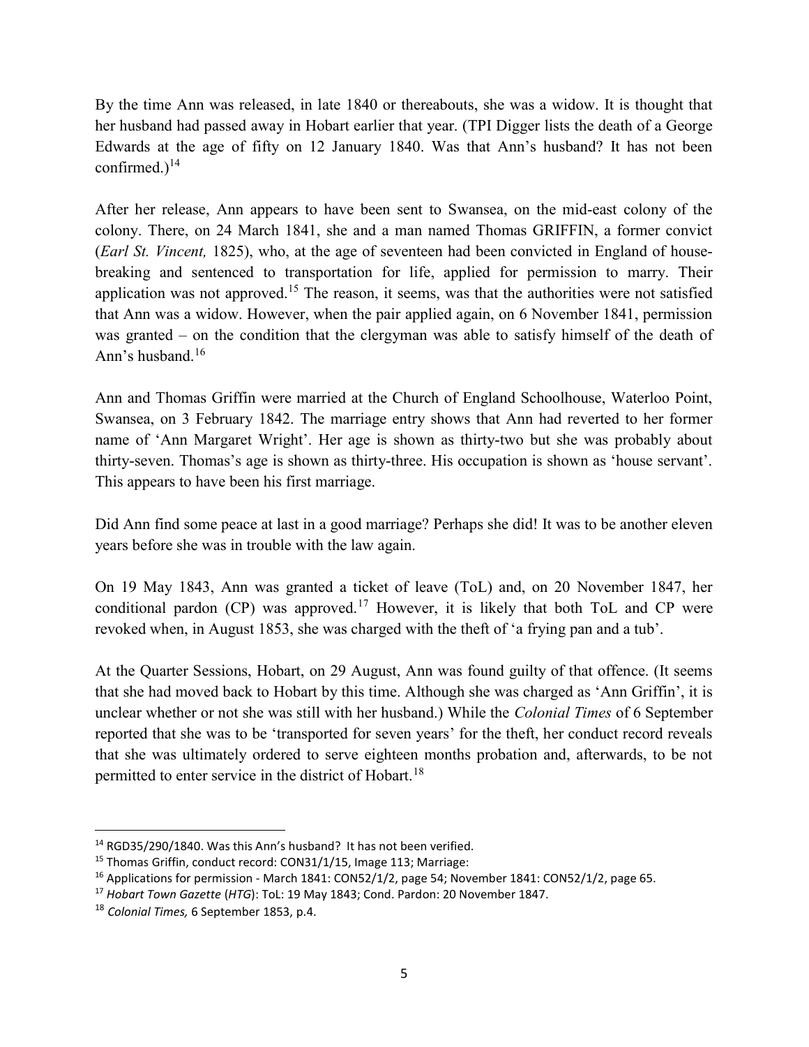By the time Ann was released, in late 1840 or thereabouts, she was a widow. It is thought that her husband had passed away in Hobart earlier that year. (TPI Digger lists the death of a George Edwards at the age of fifty on 12 January 1840. Was that Ann's husband? It has not been confirmed.)[14]

After her release, Ann appears to have been sent to Swansea, on the mid-east colony of the colony. There, on 24 March 1841, she and a man named Thomas GRIFFIN, a former convict (*Earl St. Vincent,* 1825), who, at the age of seventeen had been convicted in England of house-breaking and sentenced to transportation for life, applied for permission to marry. Their application was not approved.[15] The reason, it seems, was that the authorities were not satisfied that Ann was a widow. However, when the pair applied again, on 6 November 1841, permission was granted – on the condition that the clergyman was able to satisfy himself of the death of Ann's husband.[16]

Ann and Thomas Griffin were married at the Church of England Schoolhouse, Waterloo Point, Swansea, on 3 February 1842. The marriage entry shows that Ann had reverted to her former name of 'Ann Margaret Wright'. Her age is shown as thirty-two but she was probably about thirty-seven. Thomas's age is shown as thirty-three. His occupation is shown as 'house servant'. This appears to have been his first marriage.

Did Ann find some peace at last in a good marriage? Perhaps she did! It was to be another eleven years before she was in trouble with the law again.

On 19 May 1843, Ann was granted a ticket of leave (ToL) and, on 20 November 1847, her conditional pardon (CP) was approved.[17] However, it is likely that both ToL and CP were revoked when, in August 1853, she was charged with the theft of 'a frying pan and a tub'.

At the Quarter Sessions, Hobart, on 29 August, Ann was found guilty of that offence. (It seems that she had moved back to Hobart by this time. Although she was charged as 'Ann Griffin', it is unclear whether or not she was still with her husband.) While the *Colonial Times* of 6 September reported that she was to be 'transported for seven years' for the theft, her conduct record reveals that she was ultimately ordered to serve eighteen months probation and, afterwards, to be not permitted to enter service in the district of Hobart.[18]

---

[14] RGD35/290/1840. Was this Ann's husband? It has not been verified.

[15] Thomas Griffin, conduct record: CON31/1/15, Image 113; Marriage:

[16] Applications for permission - March 1841: CON52/1/2, page 54; November 1841: CON52/1/2, page 65.

[17] *Hobart Town Gazette* (*HTG*): ToL: 19 May 1843; Cond. Pardon: 20 November 1847.

[18] *Colonial Times,* 6 September 1853, p.4.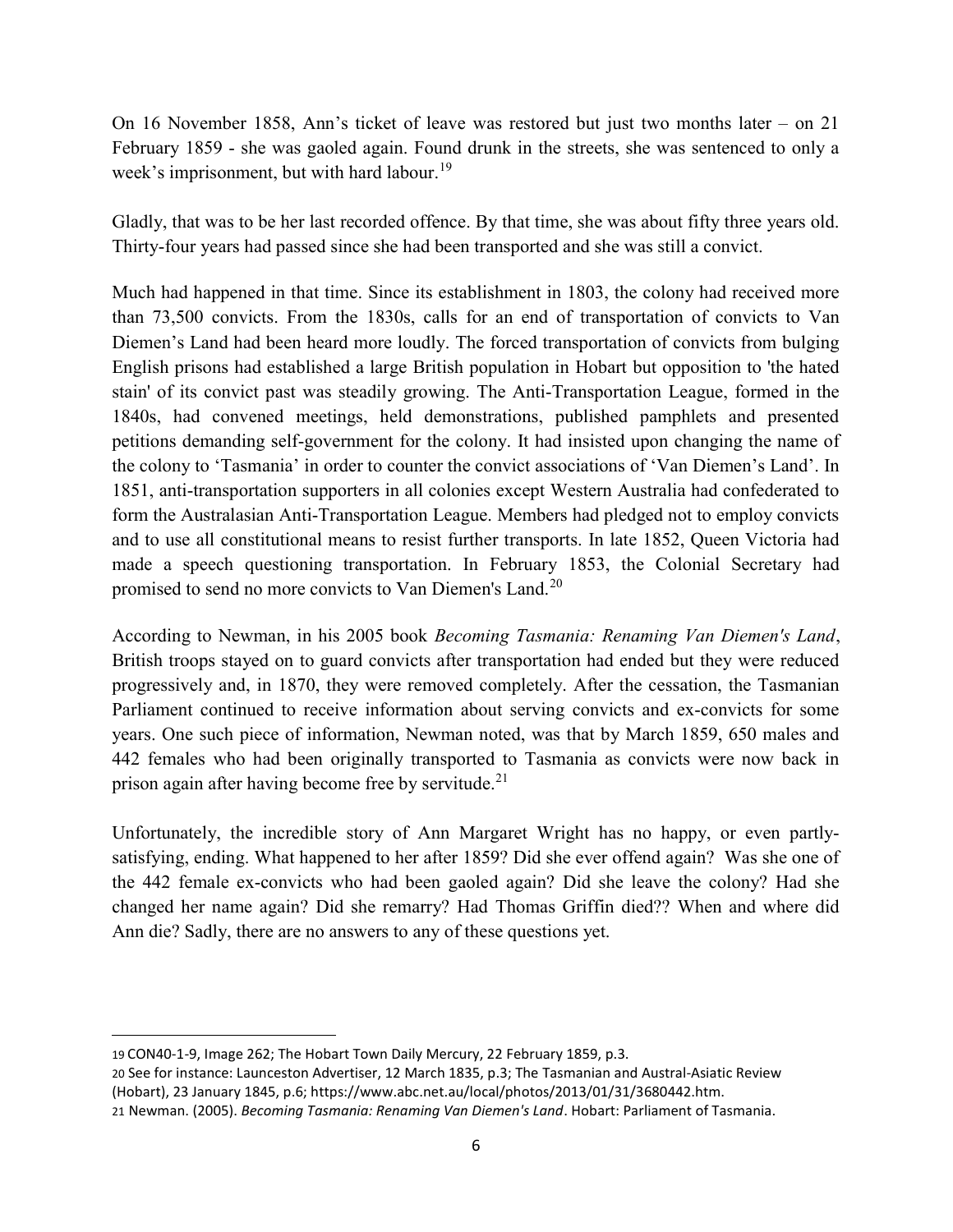On 16 November 1858, Ann's ticket of leave was restored but just two months later – on 21 February 1859 - she was gaoled again. Found drunk in the streets, she was sentenced to only a week's imprisonment, but with hard labour.[19]

Gladly, that was to be her last recorded offence. By that time, she was about fifty three years old. Thirty-four years had passed since she had been transported and she was still a convict.

Much had happened in that time. Since its establishment in 1803, the colony had received more than 73,500 convicts. From the 1830s, calls for an end of transportation of convicts to Van Diemen's Land had been heard more loudly. The forced transportation of convicts from bulging English prisons had established a large British population in Hobart but opposition to 'the hated stain' of its convict past was steadily growing. The Anti-Transportation League, formed in the 1840s, had convened meetings, held demonstrations, published pamphlets and presented petitions demanding self-government for the colony. It had insisted upon changing the name of the colony to 'Tasmania' in order to counter the convict associations of 'Van Diemen's Land'. In 1851, anti-transportation supporters in all colonies except Western Australia had confederated to form the Australasian Anti-Transportation League. Members had pledged not to employ convicts and to use all constitutional means to resist further transports. In late 1852, Queen Victoria had made a speech questioning transportation. In February 1853, the Colonial Secretary had promised to send no more convicts to Van Diemen's Land.[20]

According to Newman, in his 2005 book *Becoming Tasmania: Renaming Van Diemen's Land*, British troops stayed on to guard convicts after transportation had ended but they were reduced progressively and, in 1870, they were removed completely. After the cessation, the Tasmanian Parliament continued to receive information about serving convicts and ex-convicts for some years. One such piece of information, Newman noted, was that by March 1859, 650 males and 442 females who had been originally transported to Tasmania as convicts were now back in prison again after having become free by servitude.[21]

Unfortunately, the incredible story of Ann Margaret Wright has no happy, or even partly-satisfying, ending. What happened to her after 1859? Did she ever offend again? Was she one of the 442 female ex-convicts who had been gaoled again? Did she leave the colony? Had she changed her name again? Did she remarry? Had Thomas Griffin died?? When and where did Ann die? Sadly, there are no answers to any of these questions yet.

---

19 CON40-1-9, Image 262; The Hobart Town Daily Mercury, 22 February 1859, p.3.

20 See for instance: Launceston Advertiser, 12 March 1835, p.3; The Tasmanian and Austral-Asiatic Review (Hobart), 23 January 1845, p.6; https://www.abc.net.au/local/photos/2013/01/31/3680442.htm.

21 Newman. (2005). *Becoming Tasmania: Renaming Van Diemen's Land*. Hobart: Parliament of Tasmania.